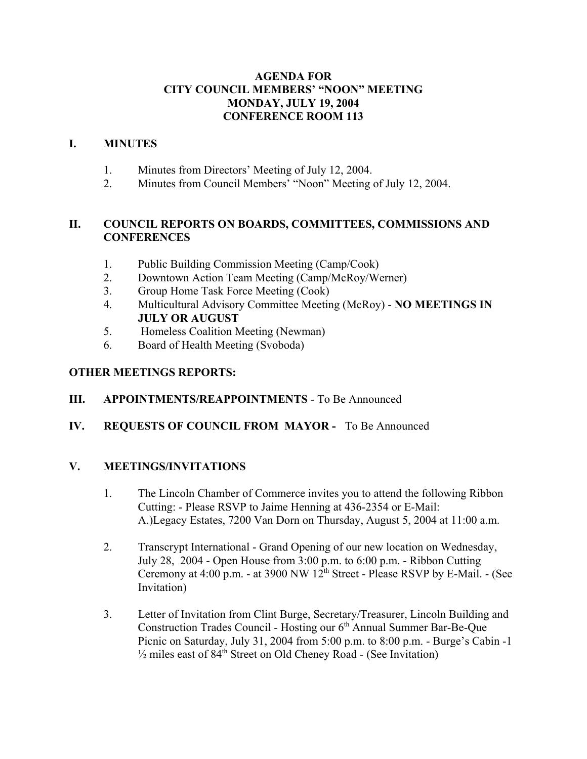# AGENDA FOR
# CITY COUNCIL MEMBERS' "NOON" MEETING
# MONDAY, JULY 19, 2004
# CONFERENCE ROOM 113

## I. MINUTES

1. Minutes from Directors' Meeting of July 12, 2004.
2. Minutes from Council Members' "Noon" Meeting of July 12, 2004.

## II. COUNCIL REPORTS ON BOARDS, COMMITTEES, COMMISSIONS AND CONFERENCES

1. Public Building Commission Meeting (Camp/Cook)
2. Downtown Action Team Meeting (Camp/McRoy/Werner)
3. Group Home Task Force Meeting (Cook)
4. Multicultural Advisory Committee Meeting (McRoy) - **NO MEETINGS IN JULY OR AUGUST**
5. Homeless Coalition Meeting (Newman)
6. Board of Health Meeting (Svoboda)

**OTHER MEETINGS REPORTS:**

## III. APPOINTMENTS/REAPPOINTMENTS - To Be Announced

## IV. REQUESTS OF COUNCIL FROM MAYOR - To Be Announced

## V. MEETINGS/INVITATIONS

1. The Lincoln Chamber of Commerce invites you to attend the following Ribbon Cutting: - Please RSVP to Jaime Henning at 436-2354 or E-Mail: A.)Legacy Estates, 7200 Van Dorn on Thursday, August 5, 2004 at 11:00 a.m.

2. Transcrypt International - Grand Opening of our new location on Wednesday, July 28, 2004 - Open House from 3:00 p.m. to 6:00 p.m. - Ribbon Cutting Ceremony at 4:00 p.m. - at 3900 NW 12th Street - Please RSVP by E-Mail. - (See Invitation)

3. Letter of Invitation from Clint Burge, Secretary/Treasurer, Lincoln Building and Construction Trades Council - Hosting our 6th Annual Summer Bar-Be-Que Picnic on Saturday, July 31, 2004 from 5:00 p.m. to 8:00 p.m. - Burge's Cabin -1 ½ miles east of 84th Street on Old Cheney Road - (See Invitation)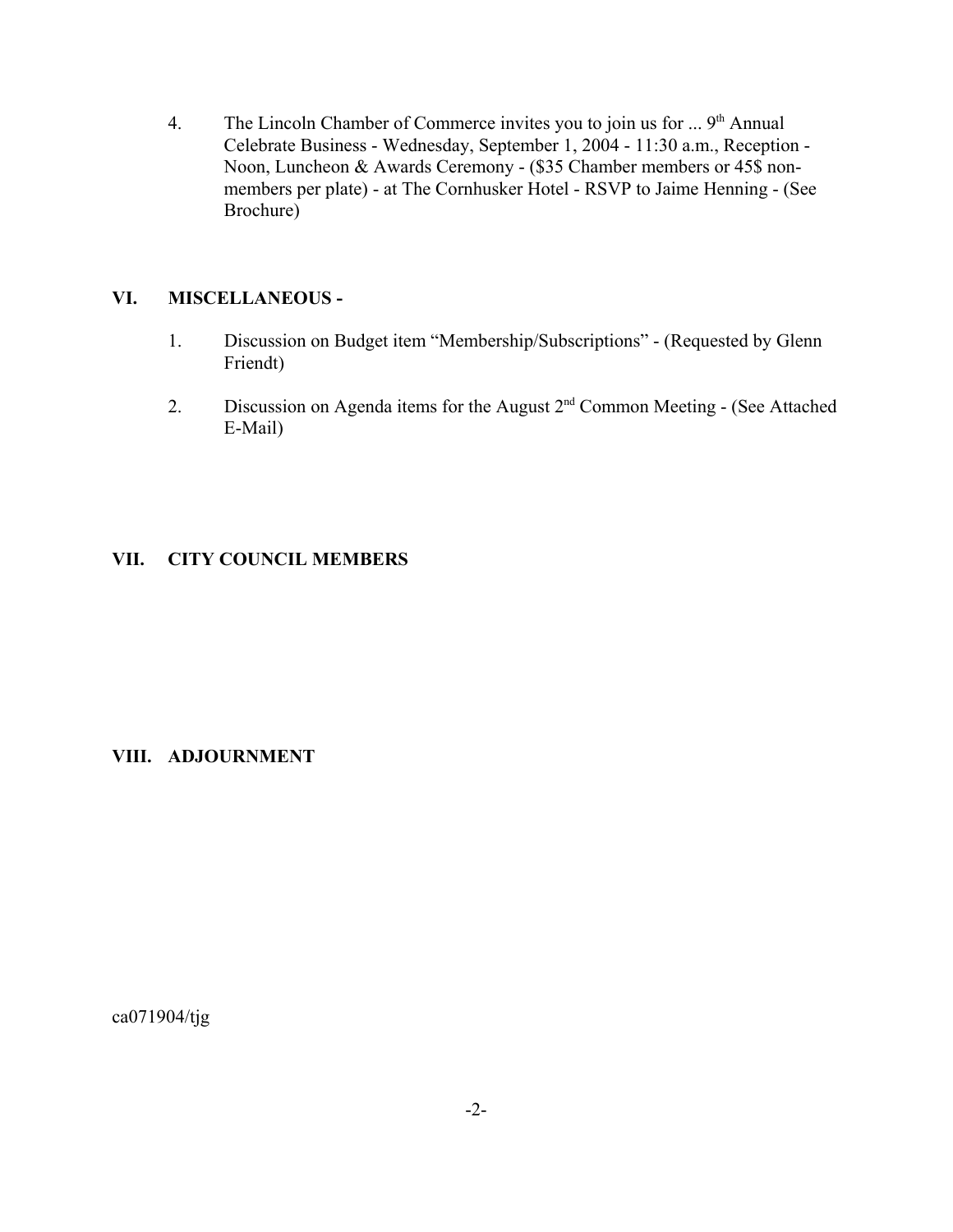4. The Lincoln Chamber of Commerce invites you to join us for ... 9th Annual Celebrate Business - Wednesday, September 1, 2004 - 11:30 a.m., Reception - Noon, Luncheon & Awards Ceremony - ($35 Chamber members or 45$ non-members per plate) - at The Cornhusker Hotel - RSVP to Jaime Henning - (See Brochure)

## VI. MISCELLANEOUS -

1. Discussion on Budget item “Membership/Subscriptions” - (Requested by Glenn Friendt)

2. Discussion on Agenda items for the August 2nd Common Meeting - (See Attached E-Mail)

## VII. CITY COUNCIL MEMBERS

## VIII. ADJOURNMENT

ca071904/tjg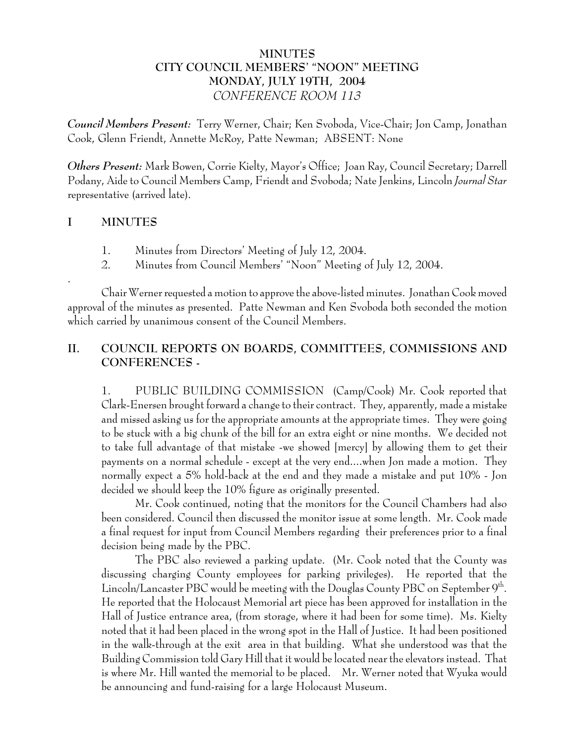# MINUTES
## CITY COUNCIL MEMBERS' "NOON" MEETING
## MONDAY, JULY 19TH, 2004
*CONFERENCE ROOM 113*

***Council Members Present:*** Terry Werner, Chair; Ken Svoboda, Vice-Chair; Jon Camp, Jonathan Cook, Glenn Friendt, Annette McRoy, Patte Newman; ABSENT: None

***Others Present:*** Mark Bowen, Corrie Kielty, Mayor's Office; Joan Ray, Council Secretary; Darrell Podany, Aide to Council Members Camp, Friendt and Svoboda; Nate Jenkins, Lincoln *Journal Star* representative (arrived late).

## I MINUTES

1. Minutes from Directors' Meeting of July 12, 2004.
2. Minutes from Council Members' "Noon" Meeting of July 12, 2004.

.

Chair Werner requested a motion to approve the above-listed minutes. Jonathan Cook moved approval of the minutes as presented. Patte Newman and Ken Svoboda both seconded the motion which carried by unanimous consent of the Council Members.

## II. COUNCIL REPORTS ON BOARDS, COMMITTEES, COMMISSIONS AND CONFERENCES -

1. PUBLIC BUILDING COMMISSION (Camp/Cook) Mr. Cook reported that Clark-Enersen brought forward a change to their contract. They, apparently, made a mistake and missed asking us for the appropriate amounts at the appropriate times. They were going to be stuck with a big chunk of the bill for an extra eight or nine months. We decided not to take full advantage of that mistake -we showed [mercy] by allowing them to get their payments on a normal schedule - except at the very end....when Jon made a motion. They normally expect a 5% hold-back at the end and they made a mistake and put 10% - Jon decided we should keep the 10% figure as originally presented.

Mr. Cook continued, noting that the monitors for the Council Chambers had also been considered. Council then discussed the monitor issue at some length. Mr. Cook made a final request for input from Council Members regarding their preferences prior to a final decision being made by the PBC.

The PBC also reviewed a parking update. (Mr. Cook noted that the County was discussing charging County employees for parking privileges). He reported that the Lincoln/Lancaster PBC would be meeting with the Douglas County PBC on September 9th. He reported that the Holocaust Memorial art piece has been approved for installation in the Hall of Justice entrance area, (from storage, where it had been for some time). Ms. Kielty noted that it had been placed in the wrong spot in the Hall of Justice. It had been positioned in the walk-through at the exit area in that building. What she understood was that the Building Commission told Gary Hill that it would be located near the elevators instead. That is where Mr. Hill wanted the memorial to be placed. Mr. Werner noted that Wyuka would be announcing and fund-raising for a large Holocaust Museum.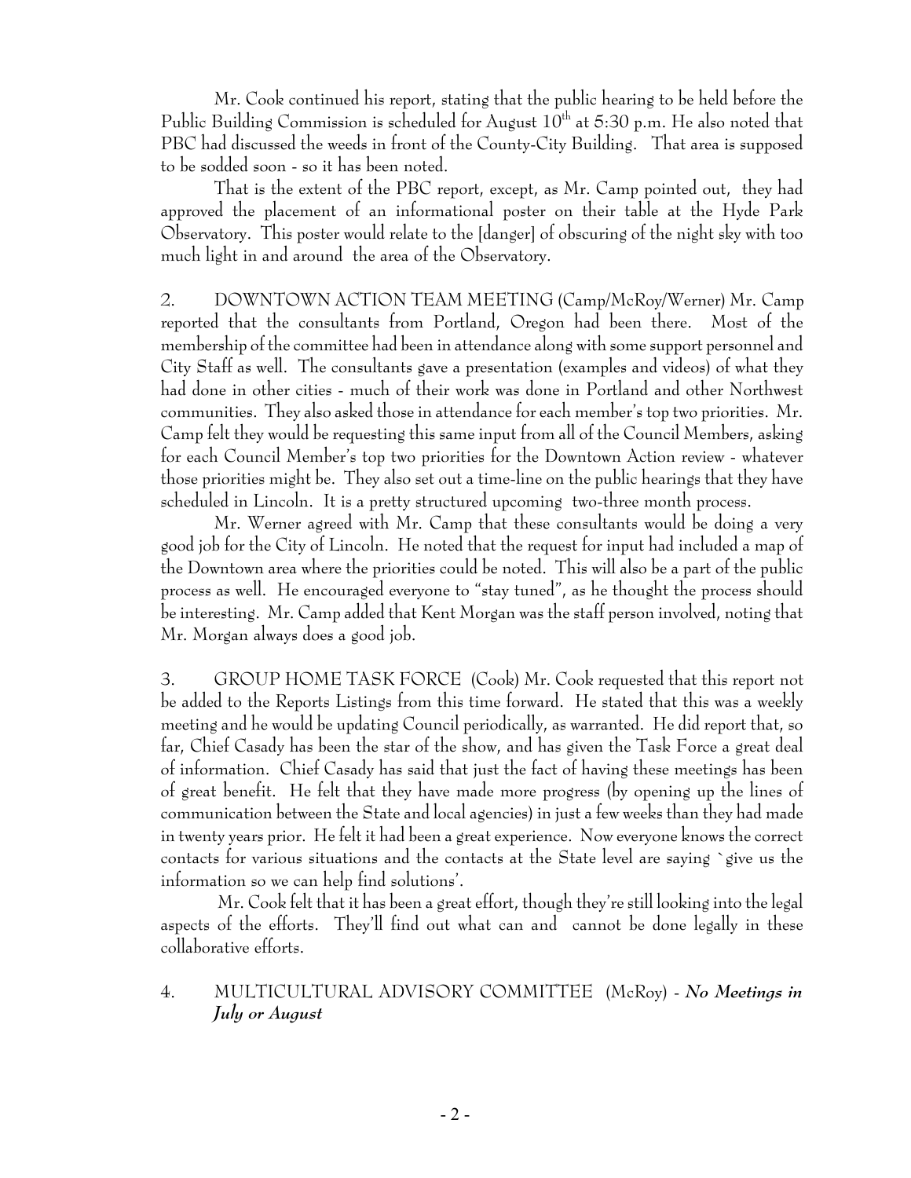Mr. Cook continued his report, stating that the public hearing to be held before the Public Building Commission is scheduled for August 10th at 5:30 p.m. He also noted that PBC had discussed the weeds in front of the County-City Building. That area is supposed to be sodded soon - so it has been noted.

That is the extent of the PBC report, except, as Mr. Camp pointed out, they had approved the placement of an informational poster on their table at the Hyde Park Observatory. This poster would relate to the [danger] of obscuring of the night sky with too much light in and around the area of the Observatory.

2. DOWNTOWN ACTION TEAM MEETING (Camp/McRoy/Werner) Mr. Camp reported that the consultants from Portland, Oregon had been there. Most of the membership of the committee had been in attendance along with some support personnel and City Staff as well. The consultants gave a presentation (examples and videos) of what they had done in other cities - much of their work was done in Portland and other Northwest communities. They also asked those in attendance for each member's top two priorities. Mr. Camp felt they would be requesting this same input from all of the Council Members, asking for each Council Member's top two priorities for the Downtown Action review - whatever those priorities might be. They also set out a time-line on the public hearings that they have scheduled in Lincoln. It is a pretty structured upcoming two-three month process.

Mr. Werner agreed with Mr. Camp that these consultants would be doing a very good job for the City of Lincoln. He noted that the request for input had included a map of the Downtown area where the priorities could be noted. This will also be a part of the public process as well. He encouraged everyone to "stay tuned", as he thought the process should be interesting. Mr. Camp added that Kent Morgan was the staff person involved, noting that Mr. Morgan always does a good job.

3. GROUP HOME TASK FORCE (Cook) Mr. Cook requested that this report not be added to the Reports Listings from this time forward. He stated that this was a weekly meeting and he would be updating Council periodically, as warranted. He did report that, so far, Chief Casady has been the star of the show, and has given the Task Force a great deal of information. Chief Casady has said that just the fact of having these meetings has been of great benefit. He felt that they have made more progress (by opening up the lines of communication between the State and local agencies) in just a few weeks than they had made in twenty years prior. He felt it had been a great experience. Now everyone knows the correct contacts for various situations and the contacts at the State level are saying `give us the information so we can help find solutions'.

Mr. Cook felt that it has been a great effort, though they're still looking into the legal aspects of the efforts. They'll find out what can and cannot be done legally in these collaborative efforts.

4. MULTICULTURAL ADVISORY COMMITTEE (McRoy) - ***No Meetings in July or August***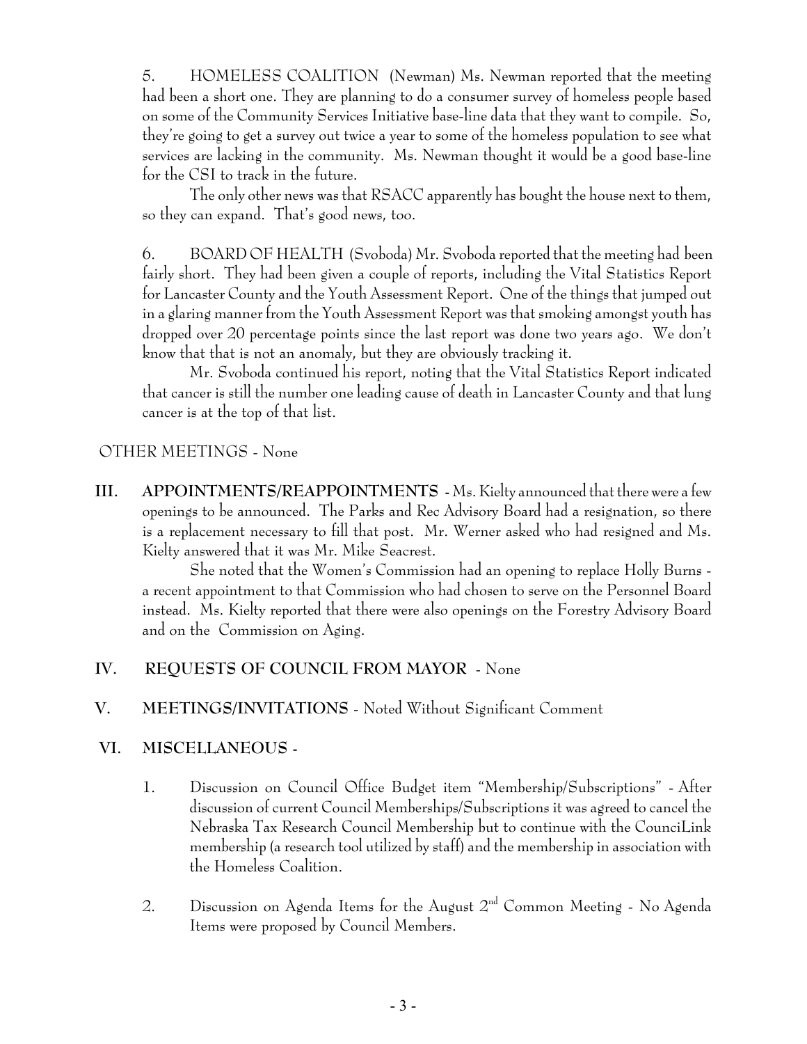5. HOMELESS COALITION (Newman) Ms. Newman reported that the meeting had been a short one. They are planning to do a consumer survey of homeless people based on some of the Community Services Initiative base-line data that they want to compile. So, they're going to get a survey out twice a year to some of the homeless population to see what services are lacking in the community. Ms. Newman thought it would be a good base-line for the CSI to track in the future.

The only other news was that RSACC apparently has bought the house next to them, so they can expand. That's good news, too.

6. BOARD OF HEALTH (Svoboda) Mr. Svoboda reported that the meeting had been fairly short. They had been given a couple of reports, including the Vital Statistics Report for Lancaster County and the Youth Assessment Report. One of the things that jumped out in a glaring manner from the Youth Assessment Report was that smoking amongst youth has dropped over 20 percentage points since the last report was done two years ago. We don't know that that is not an anomaly, but they are obviously tracking it.

Mr. Svoboda continued his report, noting that the Vital Statistics Report indicated that cancer is still the number one leading cause of death in Lancaster County and that lung cancer is at the top of that list.

OTHER MEETINGS - None

**III. APPOINTMENTS/REAPPOINTMENTS** - Ms. Kielty announced that there were a few openings to be announced. The Parks and Rec Advisory Board had a resignation, so there is a replacement necessary to fill that post. Mr. Werner asked who had resigned and Ms. Kielty answered that it was Mr. Mike Seacrest.

She noted that the Women's Commission had an opening to replace Holly Burns - a recent appointment to that Commission who had chosen to serve on the Personnel Board instead. Ms. Kielty reported that there were also openings on the Forestry Advisory Board and on the Commission on Aging.

**IV. REQUESTS OF COUNCIL FROM MAYOR** - None

**V. MEETINGS/INVITATIONS** - Noted Without Significant Comment

**VI. MISCELLANEOUS** -

1. Discussion on Council Office Budget item "Membership/Subscriptions" - After discussion of current Council Memberships/Subscriptions it was agreed to cancel the Nebraska Tax Research Council Membership but to continue with the CounciLink membership (a research tool utilized by staff) and the membership in association with the Homeless Coalition.

2. Discussion on Agenda Items for the August 2nd Common Meeting - No Agenda Items were proposed by Council Members.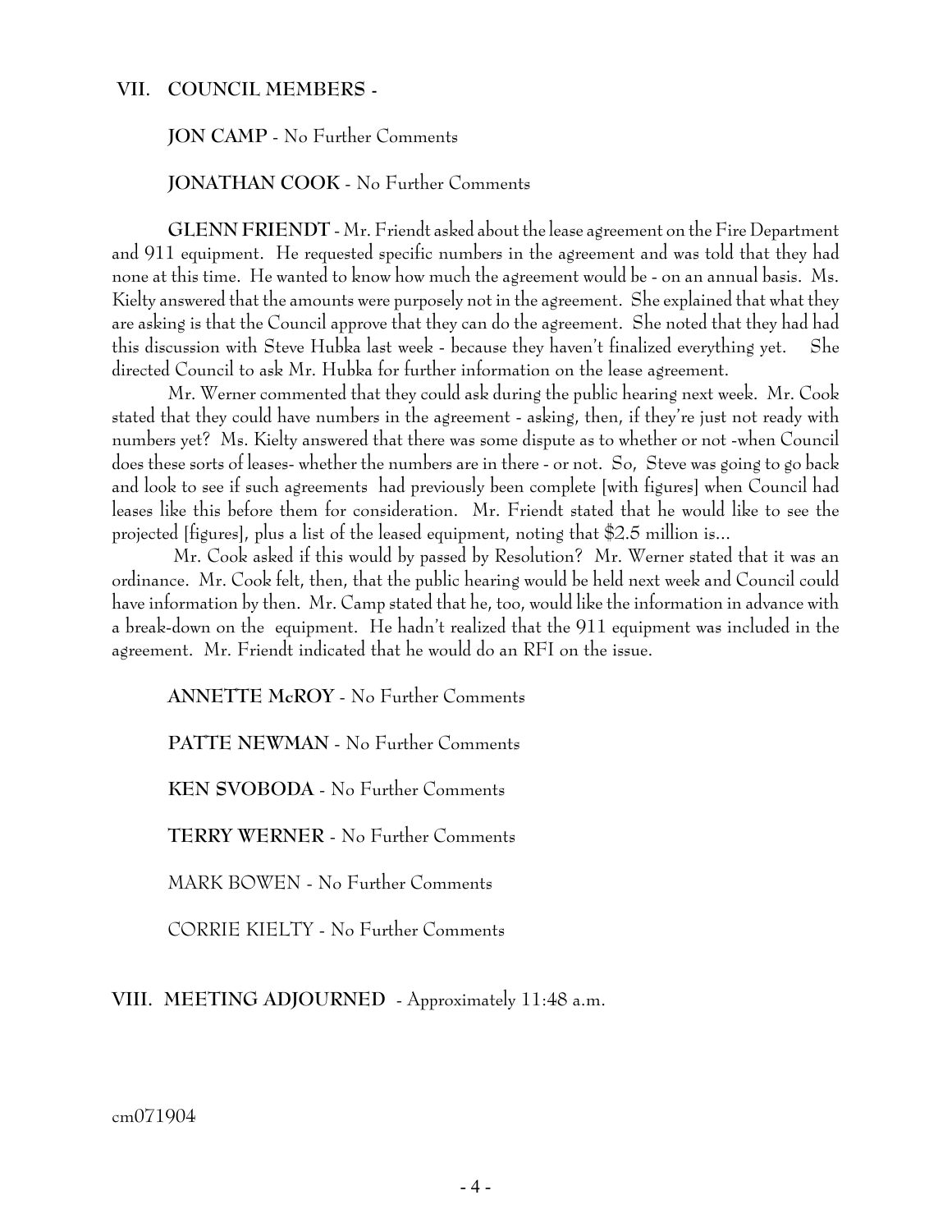## VII. COUNCIL MEMBERS -

**JON CAMP** - No Further Comments

**JONATHAN COOK** - No Further Comments

**GLENN FRIENDT** - Mr. Friendt asked about the lease agreement on the Fire Department and 911 equipment. He requested specific numbers in the agreement and was told that they had none at this time. He wanted to know how much the agreement would be - on an annual basis. Ms. Kielty answered that the amounts were purposely not in the agreement. She explained that what they are asking is that the Council approve that they can do the agreement. She noted that they had had this discussion with Steve Hubka last week - because they haven't finalized everything yet. She directed Council to ask Mr. Hubka for further information on the lease agreement.

Mr. Werner commented that they could ask during the public hearing next week. Mr. Cook stated that they could have numbers in the agreement - asking, then, if they're just not ready with numbers yet? Ms. Kielty answered that there was some dispute as to whether or not -when Council does these sorts of leases- whether the numbers are in there - or not. So, Steve was going to go back and look to see if such agreements had previously been complete [with figures] when Council had leases like this before them for consideration. Mr. Friendt stated that he would like to see the projected [figures], plus a list of the leased equipment, noting that $2.5 million is...

Mr. Cook asked if this would by passed by Resolution? Mr. Werner stated that it was an ordinance. Mr. Cook felt, then, that the public hearing would be held next week and Council could have information by then. Mr. Camp stated that he, too, would like the information in advance with a break-down on the equipment. He hadn't realized that the 911 equipment was included in the agreement. Mr. Friendt indicated that he would do an RFI on the issue.

**ANNETTE McROY** - No Further Comments

**PATTE NEWMAN** - No Further Comments

**KEN SVOBODA** - No Further Comments

**TERRY WERNER** - No Further Comments

MARK BOWEN - No Further Comments

CORRIE KIELTY - No Further Comments

## VIII. MEETING ADJOURNED - Approximately 11:48 a.m.

cm071904